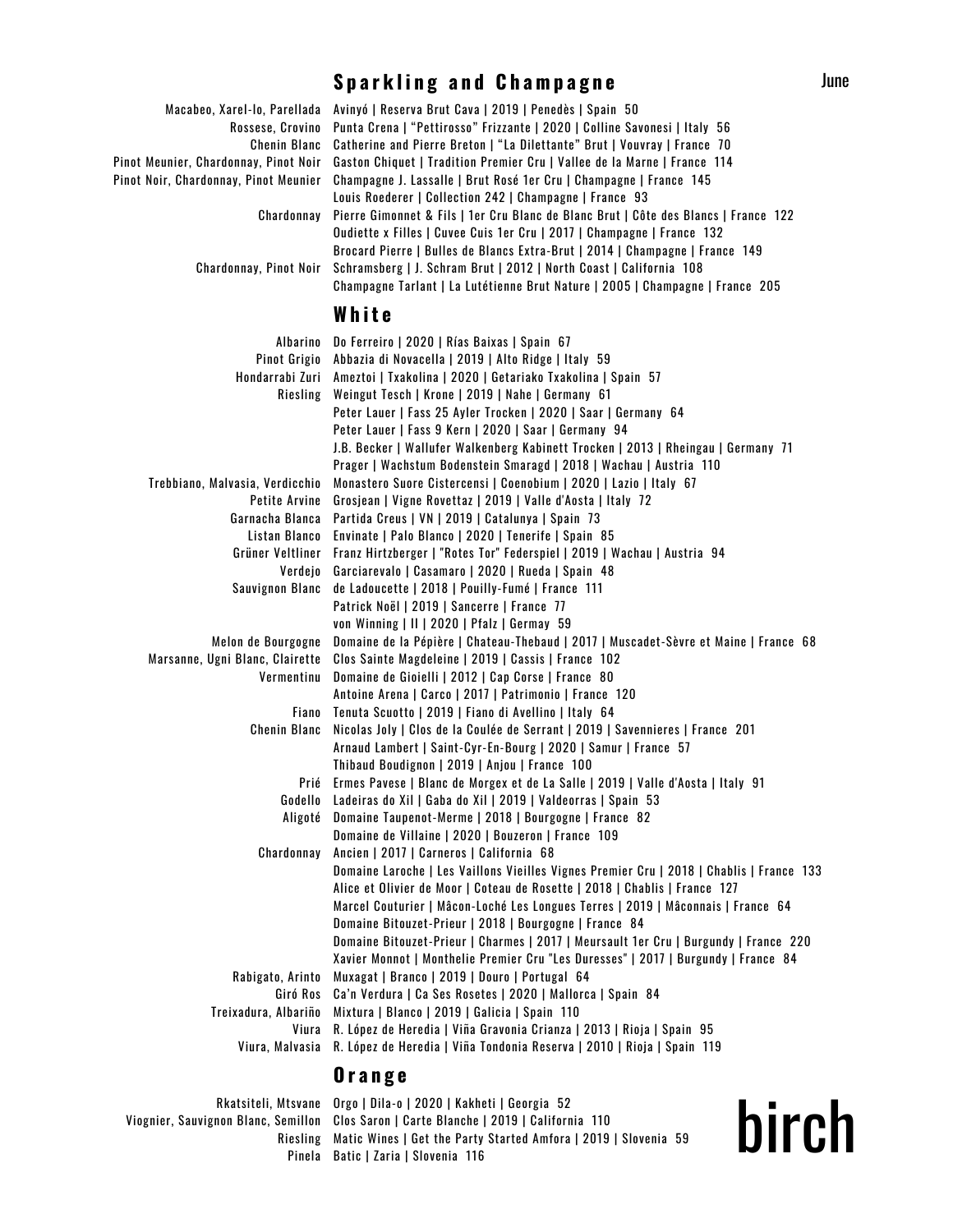June

## Sparkling and Champagne

| Grape | Wine |
|---|---|
| Macabeo, Xarel-lo, Parellada | Avinyó \| Reserva Brut Cava \| 2019 \| Penedès \| Spain 50 |
| Rossese, Crovino | Punta Crena \| "Pettirosso" Frizzante \| 2020 \| Colline Savonesi \| Italy 56 |
| Chenin Blanc | Catherine and Pierre Breton \| "La Dilettante" Brut \| Vouvray \| France 70 |
| Pinot Meunier, Chardonnay, Pinot Noir | Gaston Chiquet \| Tradition Premier Cru \| Vallee de la Marne \| France 114 |
| Pinot Noir, Chardonnay, Pinot Meunier | Champagne J. Lassalle \| Brut Rosé 1er Cru \| Champagne \| France 145 |
| | Louis Roederer \| Collection 242 \| Champagne \| France 93 |
| Chardonnay | Pierre Gimonnet & Fils \| 1er Cru Blanc de Blanc Brut \| Côte des Blancs \| France 122 |
| | Oudiette x Filles \| Cuvee Cuis 1er Cru \| 2017 \| Champagne \| France 132 |
| | Brocard Pierre \| Bulles de Blancs Extra-Brut \| 2014 \| Champagne \| France 149 |
| Chardonnay, Pinot Noir | Schramsberg \| J. Schram Brut \| 2012 \| North Coast \| California 108 |
| | Champagne Tarlant \| La Lutétienne Brut Nature \| 2005 \| Champagne \| France 205 |

## White

| Grape | Wine |
|---|---|
| Albarino | Do Ferreiro \| 2020 \| Rías Baixas \| Spain 67 |
| Pinot Grigio | Abbazia di Novacella \| 2019 \| Alto Ridge \| Italy 59 |
| Hondarrabi Zuri | Ameztoi \| Txakolina \| 2020 \| Getariako Txakolina \| Spain 57 |
| Riesling | Weingut Tesch \| Krone \| 2019 \| Nahe \| Germany 61 |
| | Peter Lauer \| Fass 25 Ayler Trocken \| 2020 \| Saar \| Germany 64 |
| | Peter Lauer \| Fass 9 Kern \| 2020 \| Saar \| Germany 94 |
| | J.B. Becker \| Wallufer Walkenberg Kabinett Trocken \| 2013 \| Rheingau \| Germany 71 |
| | Prager \| Wachstum Bodenstein Smaragd \| 2018 \| Wachau \| Austria 110 |
| Trebbiano, Malvasia, Verdicchio | Monastero Suore Cistercensi \| Coenobium \| 2020 \| Lazio \| Italy 67 |
| Petite Arvine | Grosjean \| Vigne Rovettaz \| 2019 \| Valle d'Aosta \| Italy 72 |
| Garnacha Blanca | Partida Creus \| VN \| 2019 \| Catalunya \| Spain 73 |
| Listan Blanco | Envinate \| Palo Blanco \| 2020 \| Tenerife \| Spain 85 |
| Grüner Veltliner | Franz Hirtzberger \| "Rotes Tor" Federspiel \| 2019 \| Wachau \| Austria 94 |
| Verdejo | Garciarevalo \| Casamaro \| 2020 \| Rueda \| Spain 48 |
| Sauvignon Blanc | de Ladoucette \| 2018 \| Pouilly-Fumé \| France 111 |
| | Patrick Noël \| 2019 \| Sancerre \| France 77 |
| | von Winning \| II \| 2020 \| Pfalz \| Germay 59 |
| Melon de Bourgogne | Domaine de la Pépière \| Chateau-Thebaud \| 2017 \| Muscadet-Sèvre et Maine \| France 68 |
| Marsanne, Ugni Blanc, Clairette | Clos Sainte Magdeleine \| 2019 \| Cassis \| France 102 |
| Vermentinu | Domaine de Gioielli \| 2012 \| Cap Corse \| France 80 |
| | Antoine Arena \| Carco \| 2017 \| Patrimonio \| France 120 |
| Fiano | Tenuta Scuotto \| 2019 \| Fiano di Avellino \| Italy 64 |
| Chenin Blanc | Nicolas Joly \| Clos de la Coulée de Serrant \| 2019 \| Savennieres \| France 201 |
| | Arnaud Lambert \| Saint-Cyr-En-Bourg \| 2020 \| Samur \| France 57 |
| | Thibaud Boudignon \| 2019 \| Anjou \| France 100 |
| Prié | Ermes Pavese \| Blanc de Morgex et de La Salle \| 2019 \| Valle d'Aosta \| Italy 91 |
| Godello | Ladeiras do Xil \| Gaba do Xil \| 2019 \| Valdeorras \| Spain 53 |
| Aligoté | Domaine Taupenot-Merme \| 2018 \| Bourgogne \| France 82 |
| | Domaine de Villaine \| 2020 \| Bouzeron \| France 109 |
| Chardonnay | Ancien \| 2017 \| Carneros \| California 68 |
| | Domaine Laroche \| Les Vaillons Vieilles Vignes Premier Cru \| 2018 \| Chablis \| France 133 |
| | Alice et Olivier de Moor \| Coteau de Rosette \| 2018 \| Chablis \| France 127 |
| | Marcel Couturier \| Mâcon-Loché Les Longues Terres \| 2019 \| Mâconnais \| France 64 |
| | Domaine Bitouzet-Prieur \| 2018 \| Bourgogne \| France 84 |
| | Domaine Bitouzet-Prieur \| Charmes \| 2017 \| Meursault 1er Cru \| Burgundy \| France 220 |
| | Xavier Monnot \| Monthelie Premier Cru "Les Duresses" \| 2017 \| Burgundy \| France 84 |
| Rabigato, Arinto | Muxagat \| Branco \| 2019 \| Douro \| Portugal 64 |
| Giró Ros | Ca'n Verdura \| Ca Ses Rosetes \| 2020 \| Mallorca \| Spain 84 |
| Treixadura, Albariño | Mixtura \| Blanco \| 2019 \| Galicia \| Spain 110 |
| Viura | R. López de Heredia \| Viña Gravonia Crianza \| 2013 \| Rioja \| Spain 95 |
| Viura, Malvasia | R. López de Heredia \| Viña Tondonia Reserva \| 2010 \| Rioja \| Spain 119 |

## Orange

| Grape | Wine |
|---|---|
| Rkatsiteli, Mtsvane | Orgo \| Dila-o \| 2020 \| Kakheti \| Georgia 52 |
| Viognier, Sauvignon Blanc, Semillon | Clos Saron \| Carte Blanche \| 2019 \| California 110 |
| Riesling | Matic Wines \| Get the Party Started Amfora \| 2019 \| Slovenia 59 |
| Pinela | Batic \| Zaria \| Slovenia 116 |

birch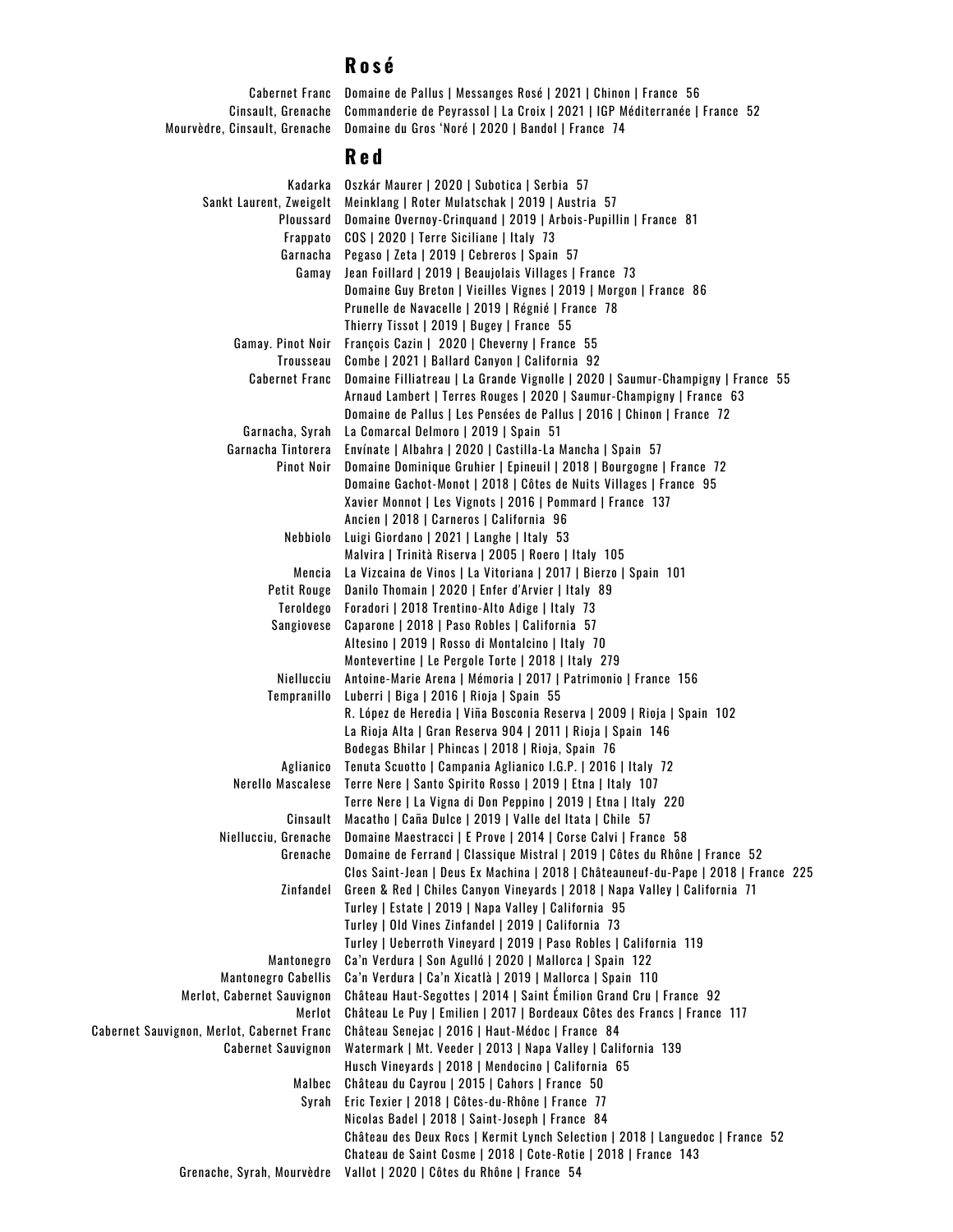## Rosé

| | |
|---|---|
| Cabernet Franc | Domaine de Pallus \| Messanges Rosé \| 2021 \| Chinon \| France 56 |
| Cinsault, Grenache | Commanderie de Peyrassol \| La Croix \| 2021 \| IGP Méditerranée \| France 52 |
| Mourvèdre, Cinsault, Grenache | Domaine du Gros 'Noré \| 2020 \| Bandol \| France 74 |

## Red

| | |
|---|---|
| Kadarka | Oszkár Maurer \| 2020 \| Subotica \| Serbia 57 |
| Sankt Laurent, Zweigelt | Meinklang \| Roter Mulatschak \| 2019 \| Austria 57 |
| Ploussard | Domaine Overnoy-Crinquand \| 2019 \| Arbois-Pupillin \| France 81 |
| Frappato | COS \| 2020 \| Terre Siciliane \| Italy 73 |
| Garnacha | Pegaso \| Zeta \| 2019 \| Cebreros \| Spain 57 |
| Gamay | Jean Foillard \| 2019 \| Beaujolais Villages \| France 73 |
| | Domaine Guy Breton \| Vieilles Vignes \| 2019 \| Morgon \| France 86 |
| | Prunelle de Navacelle \| 2019 \| Régnié \| France 78 |
| | Thierry Tissot \| 2019 \| Bugey \| France 55 |
| Gamay. Pinot Noir | François Cazin \| 2020 \| Cheverny \| France 55 |
| Trousseau | Combe \| 2021 \| Ballard Canyon \| California 92 |
| Cabernet Franc | Domaine Filliatreau \| La Grande Vignolle \| 2020 \| Saumur-Champigny \| France 55 |
| | Arnaud Lambert \| Terres Rouges \| 2020 \| Saumur-Champigny \| France 63 |
| | Domaine de Pallus \| Les Pensées de Pallus \| 2016 \| Chinon \| France 72 |
| Garnacha, Syrah | La Comarcal Delmoro \| 2019 \| Spain 51 |
| Garnacha Tintorera | Envínate \| Albahra \| 2020 \| Castilla-La Mancha \| Spain 57 |
| Pinot Noir | Domaine Dominique Gruhier \| Epineuil \| 2018 \| Bourgogne \| France 72 |
| | Domaine Gachot-Monot \| 2018 \| Côtes de Nuits Villages \| France 95 |
| | Xavier Monnot \| Les Vignots \| 2016 \| Pommard \| France 137 |
| | Ancien \| 2018 \| Carneros \| California 96 |
| Nebbiolo | Luigi Giordano \| 2021 \| Langhe \| Italy 53 |
| | Malvira \| Trinità Riserva \| 2005 \| Roero \| Italy 105 |
| Mencia | La Vizcaina de Vinos \| La Vitoriana \| 2017 \| Bierzo \| Spain 101 |
| Petit Rouge | Danilo Thomain \| 2020 \| Enfer d'Arvier \| Italy 89 |
| Teroldego | Foradori \| 2018 Trentino-Alto Adige \| Italy 73 |
| Sangiovese | Caparone \| 2018 \| Paso Robles \| California 57 |
| | Altesino \| 2019 \| Rosso di Montalcino \| Italy 70 |
| | Montevertine \| Le Pergole Torte \| 2018 \| Italy 279 |
| Niellucciu | Antoine-Marie Arena \| Mémoria \| 2017 \| Patrimonio \| France 156 |
| Tempranillo | Luberri \| Biga \| 2016 \| Rioja \| Spain 55 |
| | R. López de Heredia \| Viña Bosconia Reserva \| 2009 \| Rioja \| Spain 102 |
| | La Rioja Alta \| Gran Reserva 904 \| 2011 \| Rioja \| Spain 146 |
| | Bodegas Bhilar \| Phincas \| 2018 \| Rioja, Spain 76 |
| Aglianico | Tenuta Scuotto \| Campania Aglianico I.G.P. \| 2016 \| Italy 72 |
| Nerello Mascalese | Terre Nere \| Santo Spirito Rosso \| 2019 \| Etna \| Italy 107 |
| | Terre Nere \| La Vigna di Don Peppino \| 2019 \| Etna \| Italy 220 |
| Cinsault | Macatho \| Caña Dulce \| 2019 \| Valle del Itata \| Chile 57 |
| Niellucciu, Grenache | Domaine Maestracci \| E Prove \| 2014 \| Corse Calvi \| France 58 |
| Grenache | Domaine de Ferrand \| Classique Mistral \| 2019 \| Côtes du Rhône \| France 52 |
| | Clos Saint-Jean \| Deus Ex Machina \| 2018 \| Châteauneuf-du-Pape \| 2018 \| France 225 |
| Zinfandel | Green & Red \| Chiles Canyon Vineyards \| 2018 \| Napa Valley \| California 71 |
| | Turley \| Estate \| 2019 \| Napa Valley \| California 95 |
| | Turley \| Old Vines Zinfandel \| 2019 \| California 73 |
| | Turley \| Ueberroth Vineyard \| 2019 \| Paso Robles \| California 119 |
| Mantonegro | Ca'n Verdura \| Son Agulló \| 2020 \| Mallorca \| Spain 122 |
| Mantonegro Cabellis | Ca'n Verdura \| Ca'n Xicatlà \| 2019 \| Mallorca \| Spain 110 |
| Merlot, Cabernet Sauvignon | Château Haut-Segottes \| 2014 \| Saint Émilion Grand Cru \| France 92 |
| Merlot | Château Le Puy \| Emilien \| 2017 \| Bordeaux Côtes des Francs \| France 117 |
| Cabernet Sauvignon, Merlot, Cabernet Franc | Château Senejac \| 2016 \| Haut-Médoc \| France 84 |
| Cabernet Sauvignon | Watermark \| Mt. Veeder \| 2013 \| Napa Valley \| California 139 |
| | Husch Vineyards \| 2018 \| Mendocino \| California 65 |
| Malbec | Château du Cayrou \| 2015 \| Cahors \| France 50 |
| Syrah | Eric Texier \| 2018 \| Côtes-du-Rhône \| France 77 |
| | Nicolas Badel \| 2018 \| Saint-Joseph \| France 84 |
| | Château des Deux Rocs \| Kermit Lynch Selection \| 2018 \| Languedoc \| France 52 |
| | Chateau de Saint Cosme \| 2018 \| Cote-Rotie \| 2018 \| France 143 |
| Grenache, Syrah, Mourvèdre | Vallot \| 2020 \| Côtes du Rhône \| France 54 |